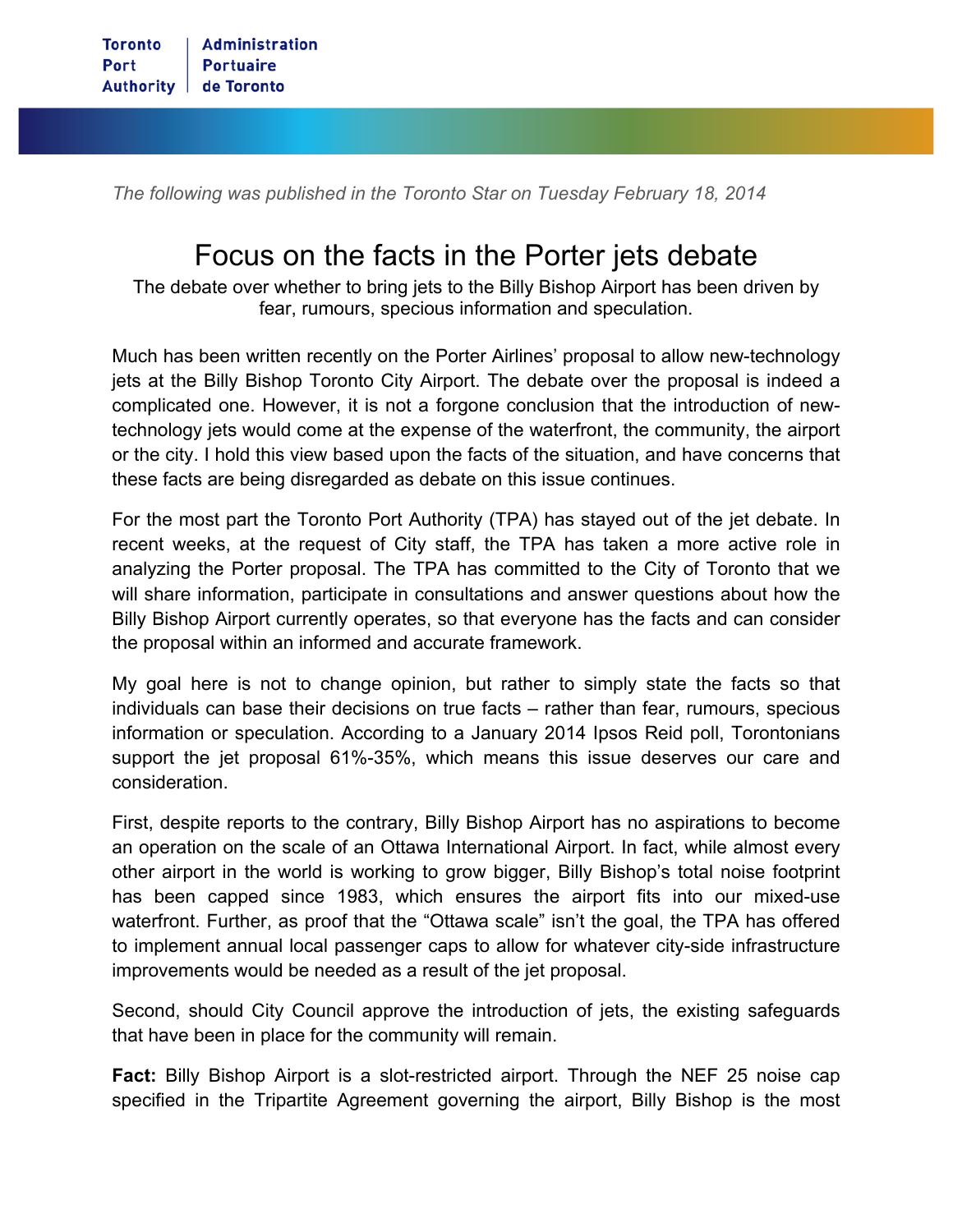Toronto Port Authority | Administration Portuaire de Toronto

*The following was published in the Toronto Star on Tuesday February 18, 2014*

# Focus on the facts in the Porter jets debate

The debate over whether to bring jets to the Billy Bishop Airport has been driven by fear, rumours, specious information and speculation.

Much has been written recently on the Porter Airlines' proposal to allow new-technology jets at the Billy Bishop Toronto City Airport. The debate over the proposal is indeed a complicated one. However, it is not a forgone conclusion that the introduction of new-technology jets would come at the expense of the waterfront, the community, the airport or the city. I hold this view based upon the facts of the situation, and have concerns that these facts are being disregarded as debate on this issue continues.

For the most part the Toronto Port Authority (TPA) has stayed out of the jet debate. In recent weeks, at the request of City staff, the TPA has taken a more active role in analyzing the Porter proposal. The TPA has committed to the City of Toronto that we will share information, participate in consultations and answer questions about how the Billy Bishop Airport currently operates, so that everyone has the facts and can consider the proposal within an informed and accurate framework.

My goal here is not to change opinion, but rather to simply state the facts so that individuals can base their decisions on true facts – rather than fear, rumours, specious information or speculation. According to a January 2014 Ipsos Reid poll, Torontonians support the jet proposal 61%-35%, which means this issue deserves our care and consideration.

First, despite reports to the contrary, Billy Bishop Airport has no aspirations to become an operation on the scale of an Ottawa International Airport. In fact, while almost every other airport in the world is working to grow bigger, Billy Bishop's total noise footprint has been capped since 1983, which ensures the airport fits into our mixed-use waterfront. Further, as proof that the "Ottawa scale" isn't the goal, the TPA has offered to implement annual local passenger caps to allow for whatever city-side infrastructure improvements would be needed as a result of the jet proposal.

Second, should City Council approve the introduction of jets, the existing safeguards that have been in place for the community will remain.

**Fact:** Billy Bishop Airport is a slot-restricted airport. Through the NEF 25 noise cap specified in the Tripartite Agreement governing the airport, Billy Bishop is the most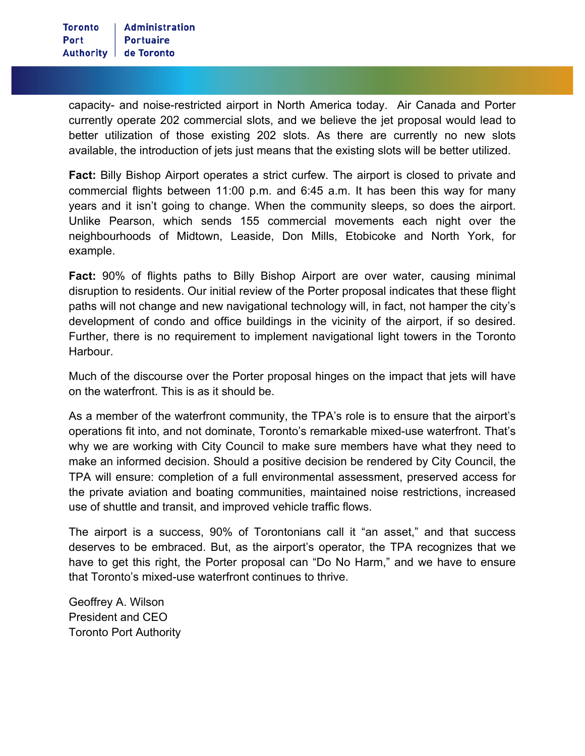capacity- and noise-restricted airport in North America today. Air Canada and Porter currently operate 202 commercial slots, and we believe the jet proposal would lead to better utilization of those existing 202 slots. As there are currently no new slots available, the introduction of jets just means that the existing slots will be better utilized.

**Fact:** Billy Bishop Airport operates a strict curfew. The airport is closed to private and commercial flights between 11:00 p.m. and 6:45 a.m. It has been this way for many years and it isn't going to change. When the community sleeps, so does the airport. Unlike Pearson, which sends 155 commercial movements each night over the neighbourhoods of Midtown, Leaside, Don Mills, Etobicoke and North York, for example.

**Fact:** 90% of flights paths to Billy Bishop Airport are over water, causing minimal disruption to residents. Our initial review of the Porter proposal indicates that these flight paths will not change and new navigational technology will, in fact, not hamper the city's development of condo and office buildings in the vicinity of the airport, if so desired. Further, there is no requirement to implement navigational light towers in the Toronto Harbour.

Much of the discourse over the Porter proposal hinges on the impact that jets will have on the waterfront. This is as it should be.

As a member of the waterfront community, the TPA's role is to ensure that the airport's operations fit into, and not dominate, Toronto's remarkable mixed-use waterfront. That's why we are working with City Council to make sure members have what they need to make an informed decision. Should a positive decision be rendered by City Council, the TPA will ensure: completion of a full environmental assessment, preserved access for the private aviation and boating communities, maintained noise restrictions, increased use of shuttle and transit, and improved vehicle traffic flows.

The airport is a success, 90% of Torontonians call it "an asset," and that success deserves to be embraced. But, as the airport's operator, the TPA recognizes that we have to get this right, the Porter proposal can "Do No Harm," and we have to ensure that Toronto's mixed-use waterfront continues to thrive.

Geoffrey A. Wilson
President and CEO
Toronto Port Authority